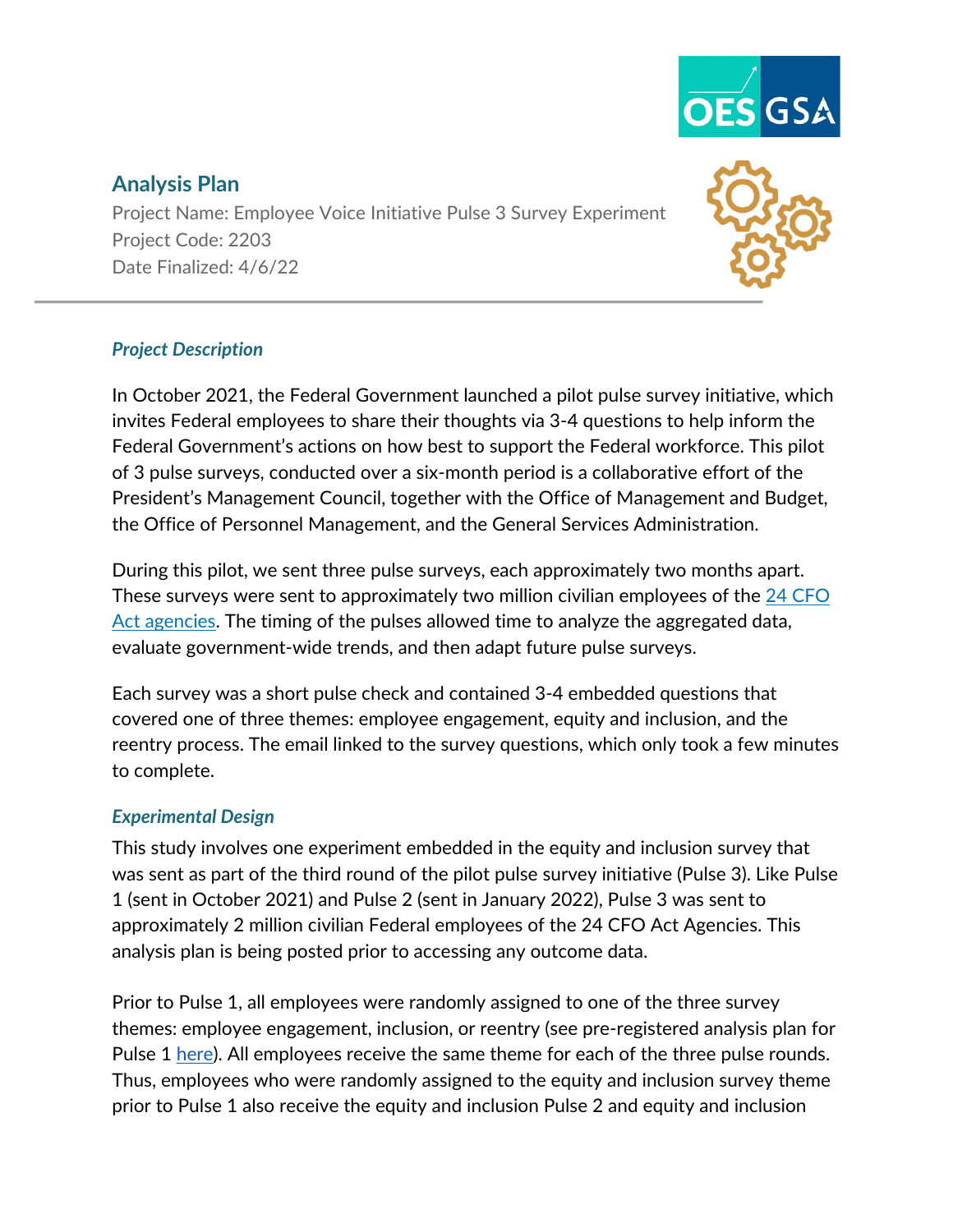# Analysis Plan

Project Name: Employee Voice Initiative Pulse 3 Survey Experiment
Project Code: 2203
Date Finalized: 4/6/22

## *Project Description*

In October 2021, the Federal Government launched a pilot pulse survey initiative, which invites Federal employees to share their thoughts via 3-4 questions to help inform the Federal Government's actions on how best to support the Federal workforce. This pilot of 3 pulse surveys, conducted over a six-month period is a collaborative effort of the President's Management Council, together with the Office of Management and Budget, the Office of Personnel Management, and the General Services Administration.

During this pilot, we sent three pulse surveys, each approximately two months apart. These surveys were sent to approximately two million civilian employees of the 24 CFO Act agencies. The timing of the pulses allowed time to analyze the aggregated data, evaluate government-wide trends, and then adapt future pulse surveys.

Each survey was a short pulse check and contained 3-4 embedded questions that covered one of three themes: employee engagement, equity and inclusion, and the reentry process. The email linked to the survey questions, which only took a few minutes to complete.

## *Experimental Design*

This study involves one experiment embedded in the equity and inclusion survey that was sent as part of the third round of the pilot pulse survey initiative (Pulse 3). Like Pulse 1 (sent in October 2021) and Pulse 2 (sent in January 2022), Pulse 3 was sent to approximately 2 million civilian Federal employees of the 24 CFO Act Agencies. This analysis plan is being posted prior to accessing any outcome data.

Prior to Pulse 1, all employees were randomly assigned to one of the three survey themes: employee engagement, inclusion, or reentry (see pre-registered analysis plan for Pulse 1 here). All employees receive the same theme for each of the three pulse rounds. Thus, employees who were randomly assigned to the equity and inclusion survey theme prior to Pulse 1 also receive the equity and inclusion Pulse 2 and equity and inclusion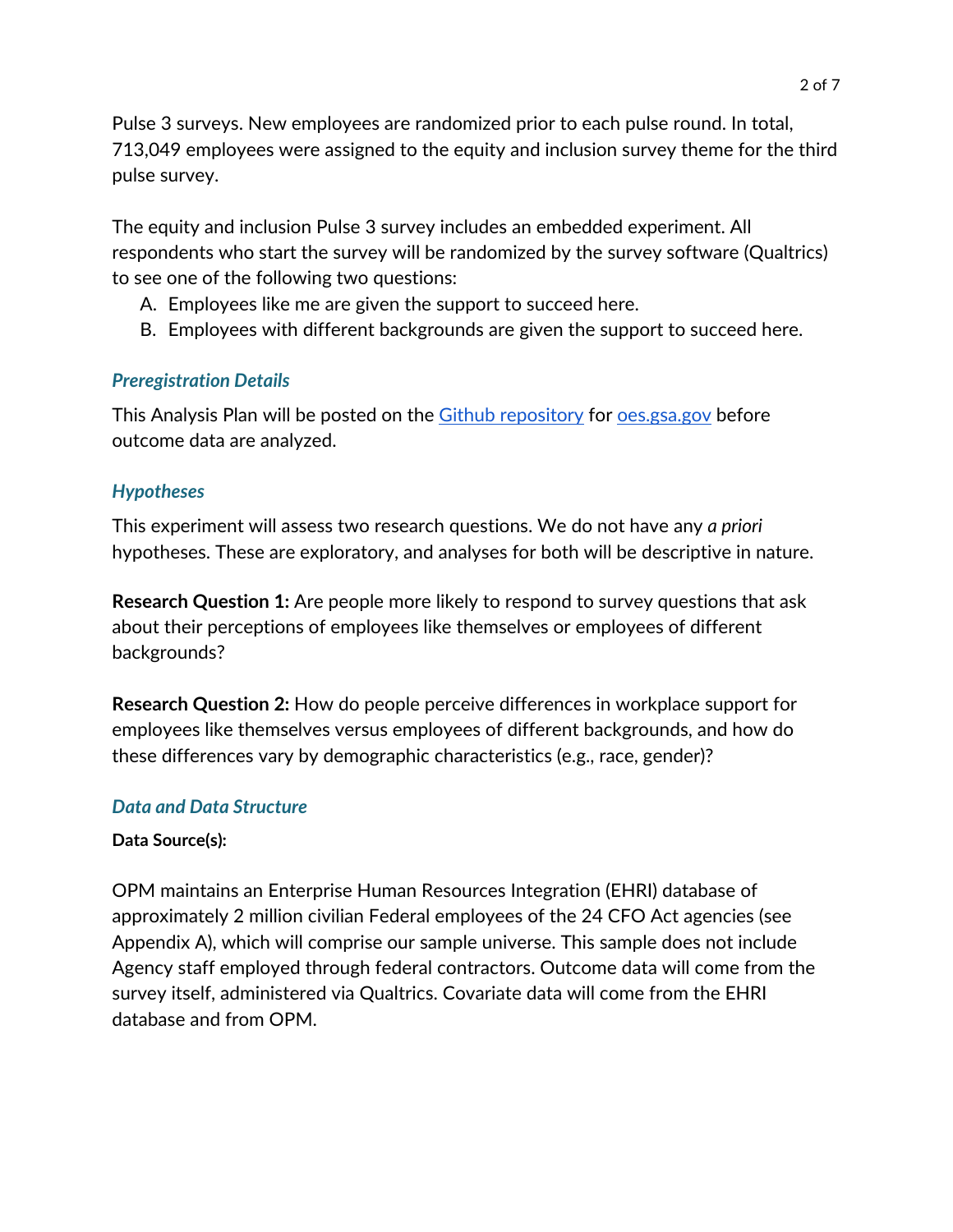Pulse 3 surveys. New employees are randomized prior to each pulse round. In total, 713,049 employees were assigned to the equity and inclusion survey theme for the third pulse survey.

The equity and inclusion Pulse 3 survey includes an embedded experiment. All respondents who start the survey will be randomized by the survey software (Qualtrics) to see one of the following two questions:

A. Employees like me are given the support to succeed here.
B. Employees with different backgrounds are given the support to succeed here.

### *Preregistration Details*

This Analysis Plan will be posted on the Github repository for oes.gsa.gov before outcome data are analyzed.

### *Hypotheses*

This experiment will assess two research questions. We do not have any *a priori* hypotheses. These are exploratory, and analyses for both will be descriptive in nature.

**Research Question 1:** Are people more likely to respond to survey questions that ask about their perceptions of employees like themselves or employees of different backgrounds?

**Research Question 2:** How do people perceive differences in workplace support for employees like themselves versus employees of different backgrounds, and how do these differences vary by demographic characteristics (e.g., race, gender)?

### *Data and Data Structure*

**Data Source(s):**

OPM maintains an Enterprise Human Resources Integration (EHRI) database of approximately 2 million civilian Federal employees of the 24 CFO Act agencies (see Appendix A), which will comprise our sample universe. This sample does not include Agency staff employed through federal contractors. Outcome data will come from the survey itself, administered via Qualtrics. Covariate data will come from the EHRI database and from OPM.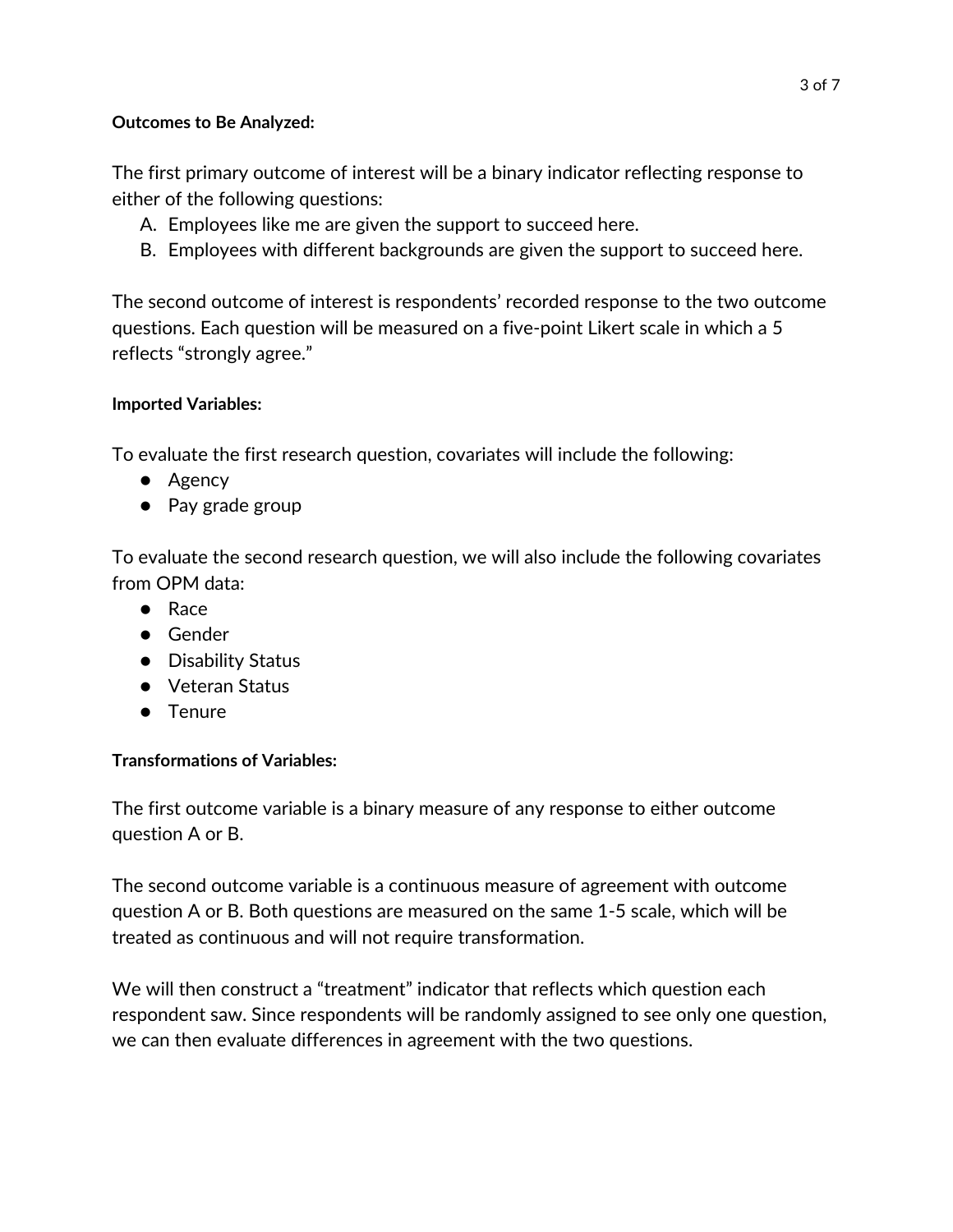**Outcomes to Be Analyzed:**

The first primary outcome of interest will be a binary indicator reflecting response to either of the following questions:

A. Employees like me are given the support to succeed here.
B. Employees with different backgrounds are given the support to succeed here.

The second outcome of interest is respondents' recorded response to the two outcome questions. Each question will be measured on a five-point Likert scale in which a 5 reflects "strongly agree."

**Imported Variables:**

To evaluate the first research question, covariates will include the following:

- Agency
- Pay grade group

To evaluate the second research question, we will also include the following covariates from OPM data:

- Race
- Gender
- Disability Status
- Veteran Status
- Tenure

**Transformations of Variables:**

The first outcome variable is a binary measure of any response to either outcome question A or B.

The second outcome variable is a continuous measure of agreement with outcome question A or B. Both questions are measured on the same 1-5 scale, which will be treated as continuous and will not require transformation.

We will then construct a "treatment" indicator that reflects which question each respondent saw. Since respondents will be randomly assigned to see only one question, we can then evaluate differences in agreement with the two questions.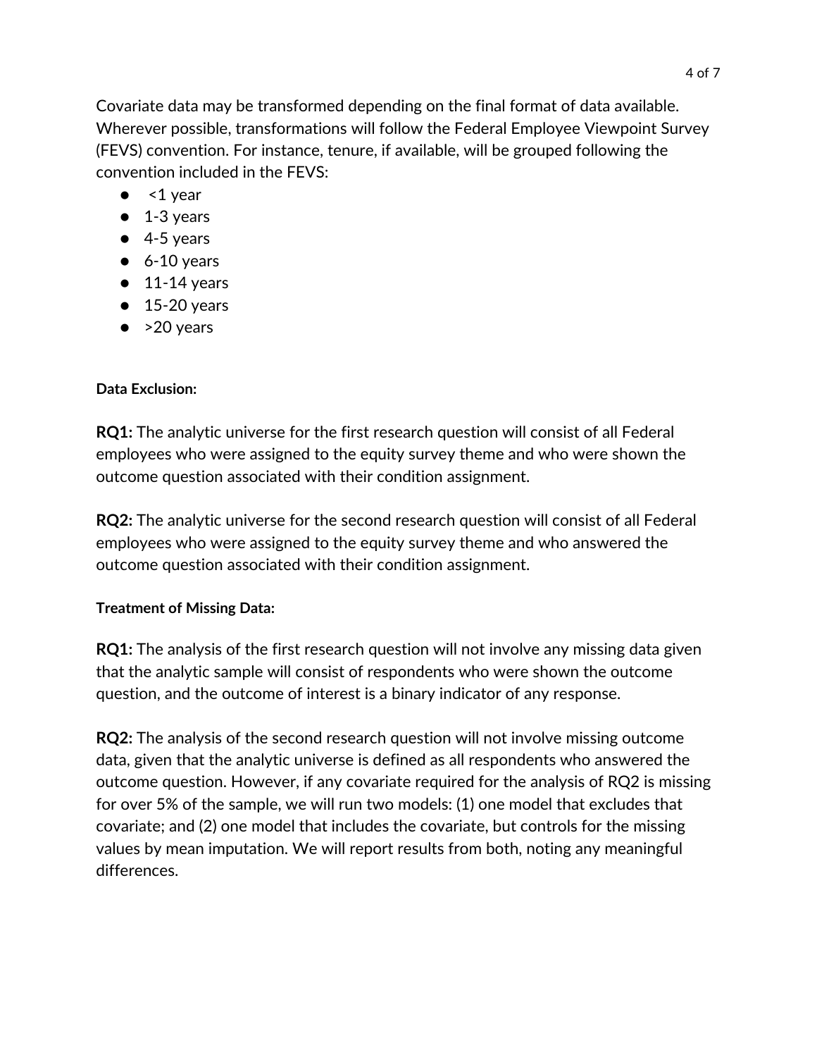Covariate data may be transformed depending on the final format of data available. Wherever possible, transformations will follow the Federal Employee Viewpoint Survey (FEVS) convention. For instance, tenure, if available, will be grouped following the convention included in the FEVS:

- <1 year
- 1-3 years
- 4-5 years
- 6-10 years
- 11-14 years
- 15-20 years
- >20 years

**Data Exclusion:**

**RQ1:** The analytic universe for the first research question will consist of all Federal employees who were assigned to the equity survey theme and who were shown the outcome question associated with their condition assignment.

**RQ2:** The analytic universe for the second research question will consist of all Federal employees who were assigned to the equity survey theme and who answered the outcome question associated with their condition assignment.

**Treatment of Missing Data:**

**RQ1:** The analysis of the first research question will not involve any missing data given that the analytic sample will consist of respondents who were shown the outcome question, and the outcome of interest is a binary indicator of any response.

**RQ2:** The analysis of the second research question will not involve missing outcome data, given that the analytic universe is defined as all respondents who answered the outcome question. However, if any covariate required for the analysis of RQ2 is missing for over 5% of the sample, we will run two models: (1) one model that excludes that covariate; and (2) one model that includes the covariate, but controls for the missing values by mean imputation. We will report results from both, noting any meaningful differences.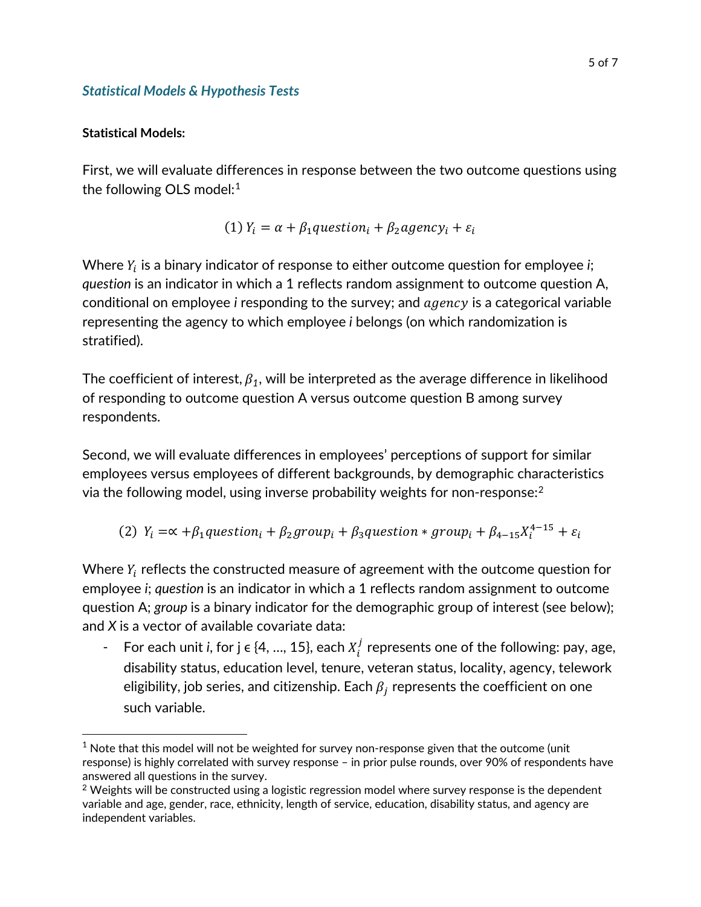### *Statistical Models & Hypothesis Tests*

**Statistical Models:**

First, we will evaluate differences in response between the two outcome questions using the following OLS model:[1]

$$(1)\ Y_i = \alpha + \beta_1 question_i + \beta_2 agency_i + \varepsilon_i$$

Where $Y_i$ is a binary indicator of response to either outcome question for employee *i*; *question* is an indicator in which a 1 reflects random assignment to outcome question A, conditional on employee *i* responding to the survey; and $agency$ is a categorical variable representing the agency to which employee *i* belongs (on which randomization is stratified).

The coefficient of interest, $\beta_1$, will be interpreted as the average difference in likelihood of responding to outcome question A versus outcome question B among survey respondents.

Second, we will evaluate differences in employees' perceptions of support for similar employees versus employees of different backgrounds, by demographic characteristics via the following model, using inverse probability weights for non-response:[2]

$$(2)\ \ Y_i = \propto + \beta_1 question_i + \beta_2 group_i + \beta_3 question * group_i + \beta_{4-15} X_i^{4-15} + \varepsilon_i$$

Where $Y_i$ reflects the constructed measure of agreement with the outcome question for employee *i*; *question* is an indicator in which a 1 reflects random assignment to outcome question A; *group* is a binary indicator for the demographic group of interest (see below); and *X* is a vector of available covariate data:

- For each unit *i*, for j ϵ {4, ..., 15}, each $X_i^j$ represents one of the following: pay, age, disability status, education level, tenure, veteran status, locality, agency, telework eligibility, job series, and citizenship. Each $\beta_j$ represents the coefficient on one such variable.

---

[1] Note that this model will not be weighted for survey non-response given that the outcome (unit response) is highly correlated with survey response – in prior pulse rounds, over 90% of respondents have answered all questions in the survey.

[2] Weights will be constructed using a logistic regression model where survey response is the dependent variable and age, gender, race, ethnicity, length of service, education, disability status, and agency are independent variables.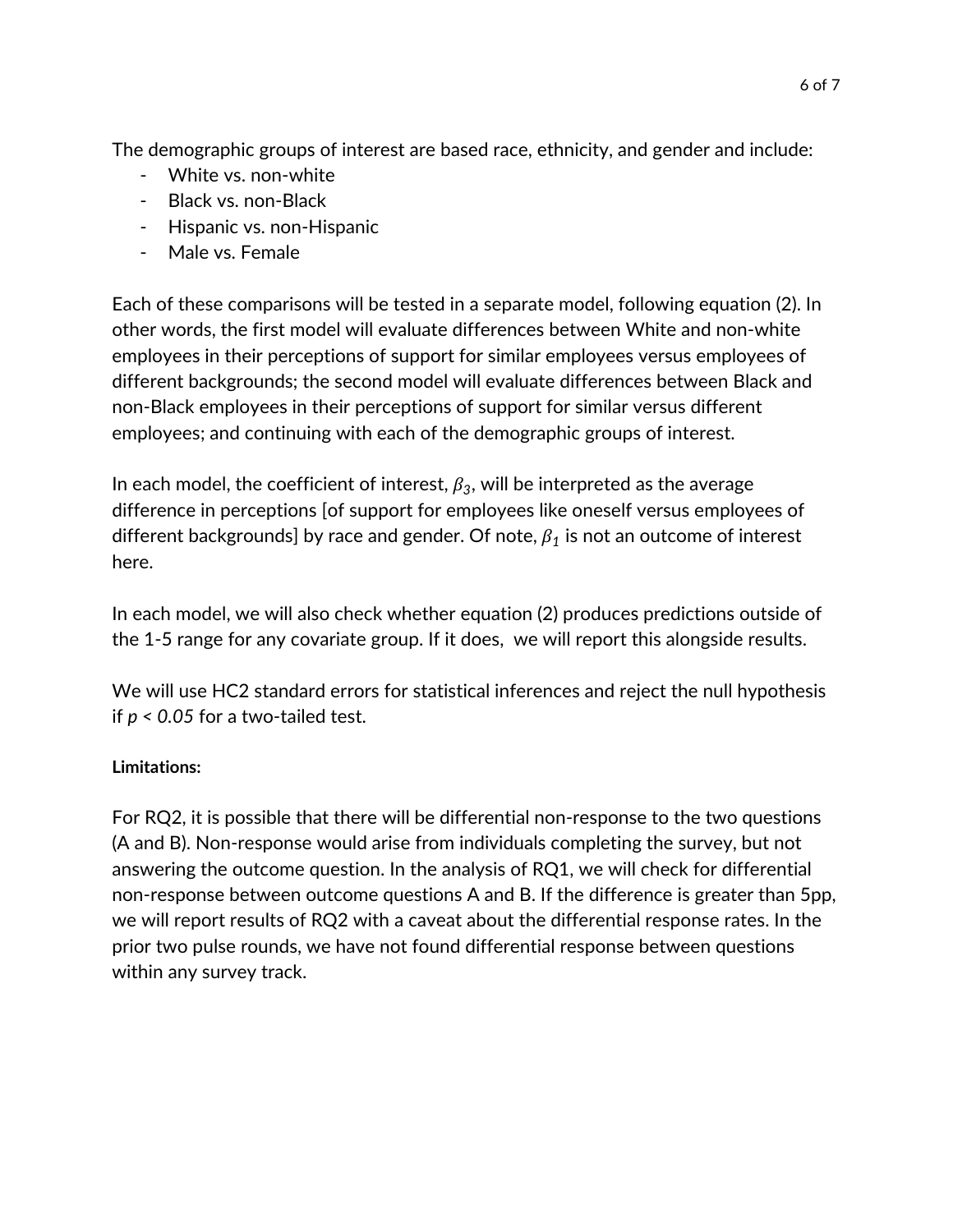The demographic groups of interest are based race, ethnicity, and gender and include:

- White vs. non-white
- Black vs. non-Black
- Hispanic vs. non-Hispanic
- Male vs. Female

Each of these comparisons will be tested in a separate model, following equation (2). In other words, the first model will evaluate differences between White and non-white employees in their perceptions of support for similar employees versus employees of different backgrounds; the second model will evaluate differences between Black and non-Black employees in their perceptions of support for similar versus different employees; and continuing with each of the demographic groups of interest.

In each model, the coefficient of interest, $\beta_3$, will be interpreted as the average difference in perceptions [of support for employees like oneself versus employees of different backgrounds] by race and gender. Of note, $\beta_1$ is not an outcome of interest here.

In each model, we will also check whether equation (2) produces predictions outside of the 1-5 range for any covariate group. If it does, we will report this alongside results.

We will use HC2 standard errors for statistical inferences and reject the null hypothesis if $p < 0.05$ for a two-tailed test.

**Limitations:**

For RQ2, it is possible that there will be differential non-response to the two questions (A and B). Non-response would arise from individuals completing the survey, but not answering the outcome question. In the analysis of RQ1, we will check for differential non-response between outcome questions A and B. If the difference is greater than 5pp, we will report results of RQ2 with a caveat about the differential response rates. In the prior two pulse rounds, we have not found differential response between questions within any survey track.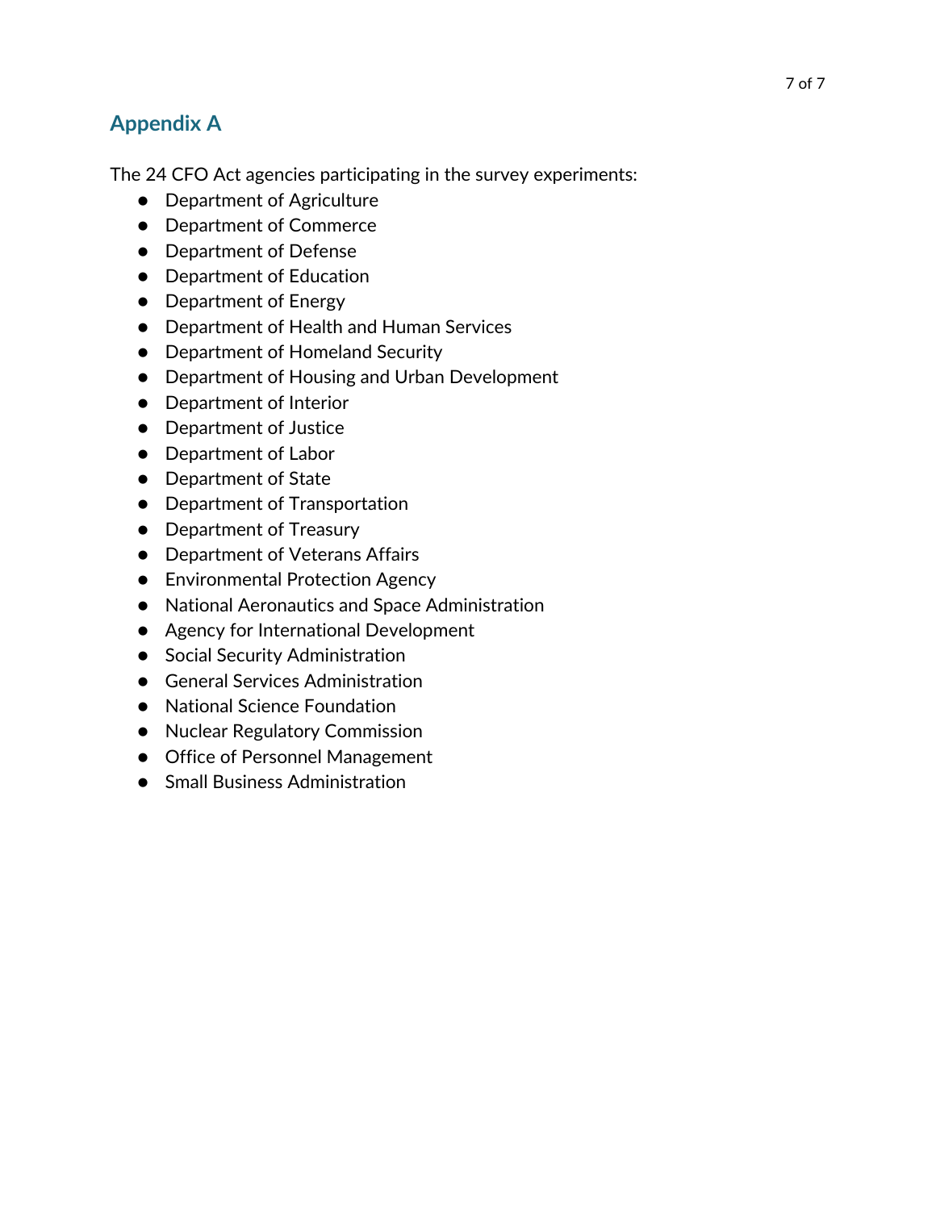## Appendix A

The 24 CFO Act agencies participating in the survey experiments:

- Department of Agriculture
- Department of Commerce
- Department of Defense
- Department of Education
- Department of Energy
- Department of Health and Human Services
- Department of Homeland Security
- Department of Housing and Urban Development
- Department of Interior
- Department of Justice
- Department of Labor
- Department of State
- Department of Transportation
- Department of Treasury
- Department of Veterans Affairs
- Environmental Protection Agency
- National Aeronautics and Space Administration
- Agency for International Development
- Social Security Administration
- General Services Administration
- National Science Foundation
- Nuclear Regulatory Commission
- Office of Personnel Management
- Small Business Administration